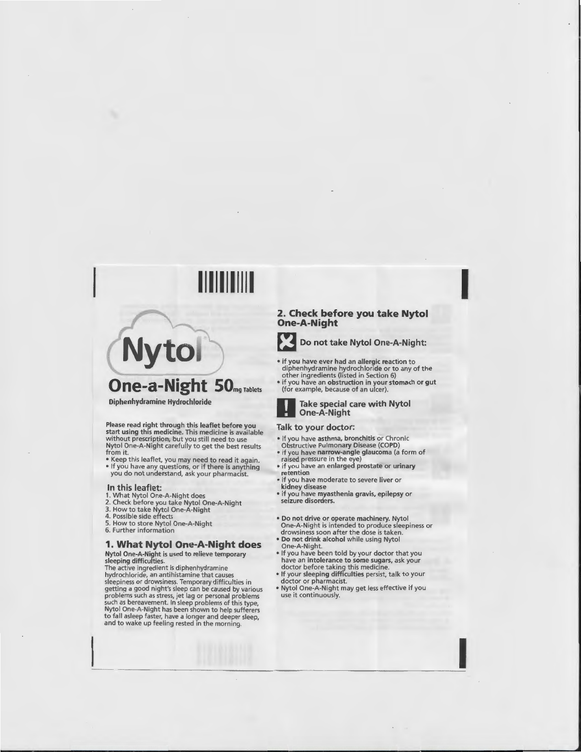# Nytol

## One-a-Night 50mg Tablets

**Diphenhydramine Hydrochloride**

**Please read right through this leaflet before you start using this medicine.** This medicine is available without prescription, but you still need to use Nytol One-A-Night carefully to get the best results from it.

- Keep this leaflet, you may need to read it again.
- If you have any questions, or if there is anything you do not understand, ask your pharmacist.

### In this leaflet:

1. What Nytol One-A-Night does
2. Check before you take Nytol One-A-Night
3. How to take Nytol One-A-Night
4. Possible side effects
5. How to store Nytol One-A-Night
6. Further information

## 1. What Nytol One-A-Night does

**Nytol One-A-Night** is used to relieve temporary **sleeping difficulties.**

The active ingredient is diphenhydramine hydrochloride, an antihistamine that causes sleepiness or drowsiness. Temporary difficulties in getting a good night's sleep can be caused by various problems such as stress, jet lag or personal problems such as bereavement. In sleep problems of this type, Nytol One-A-Night has been shown to help sufferers to fall asleep faster, have a longer and deeper sleep, and to wake up feeling rested in the morning.

## 2. Check before you take Nytol One-A-Night

### Do not take Nytol One-A-Night:

- if you have ever had an **allergic reaction** to diphenhydramine hydrochloride or to any of the other ingredients (listed in Section 6)
- if you have an **obstruction in your stomach or gut** (for example, because of an ulcer).

### Take special care with Nytol One-A-Night

**Talk to your doctor:**

- if you have **asthma, bronchitis** or Chronic Obstructive Pulmonary Disease **(COPD)**
- if you have **narrow-angle glaucoma** (a form of raised pressure in the eye)
- if you have an **enlarged prostate or urinary retention**
- if you have moderate to severe **liver or kidney disease**
- if you have **myasthenia gravis, epilepsy or seizure disorders.**

- **Do not drive or operate machinery.** Nytol One-A-Night is intended to produce sleepiness or drowsiness soon after the dose is taken.
- **Do not drink alcohol** while using Nytol One-A-Night.
- If you have been told by your doctor that you have an **intolerance to some sugars**, ask your doctor before taking this medicine.
- If your **sleeping difficulties** persist, talk to your doctor or pharmacist.
- Nytol One-A-Night may get less effective if you use it continuously.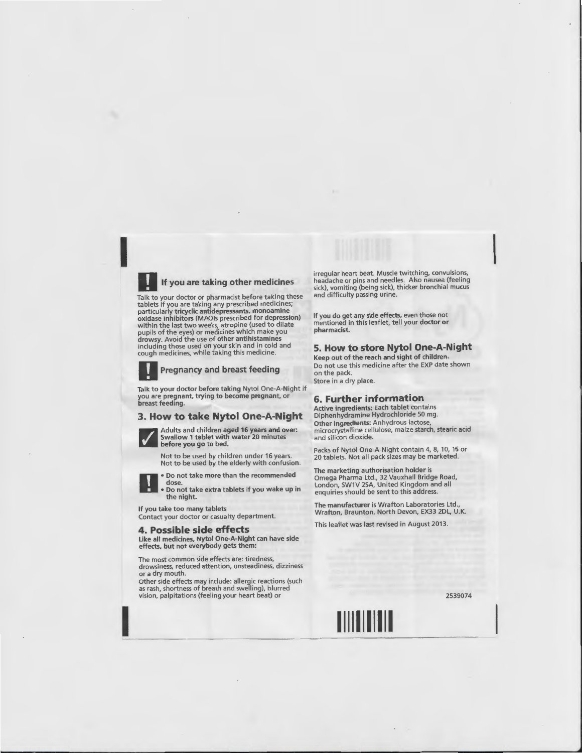## If you are taking other medicines

Talk to your doctor or pharmacist before taking these tablets if you are taking any prescribed medicines; particularly **tricyclic antidepressants, monoamine oxidase inhibitors (MAOIs prescribed for depression)** within the last two weeks, atropine (used to dilate pupils of the eyes) or medicines which make you drowsy. Avoid the use of **other antihistamines** including those used on your skin and in cold and cough medicines, while taking this medicine.

## Pregnancy and breast feeding

**Talk to your doctor before taking** Nytol One-A-Night if **you are pregnant, trying to become pregnant, or breast feeding.**

## 3. How to take Nytol One-A-Night

**Adults and children aged 16 years and over: Swallow 1 tablet with water 20 minutes before you go to bed.**

Not to be used by children under 16 years.
Not to be used by the elderly with confusion.

- **Do not take more than the recommended dose.**
- **Do not take extra tablets if you wake up in the night.**

**If you take too many tablets**
Contact your doctor or casualty department.

## 4. Possible side effects

**Like all medicines, Nytol One-A-Night can have side effects, but not everybody gets them:**

The most common side effects are: tiredness, drowsiness, reduced attention, unsteadiness, dizziness or a dry mouth.
Other side effects may include: allergic reactions (such as rash, shortness of breath and swelling), blurred vision, palpitations (feeling your heart beat) or irregular heart beat. Muscle twitching, convulsions, headache or pins and needles. Also nausea (feeling sick), vomiting (being sick), thicker bronchial mucus and difficulty passing urine.

**If you do get any side effects,** even those not mentioned in this leaflet, **tell your doctor or pharmacist.**

## 5. How to store Nytol One-A-Night

**Keep out of the reach and sight of children.**
Do not use this medicine after the EXP date shown on the pack.
Store in a dry place.

## 6. Further information

**Active ingredients:** Each tablet contains Diphenhydramine Hydrochloride 50 mg.
**Other ingredients:** Anhydrous lactose, microcrystalline cellulose, maize starch, stearic acid and silicon dioxide.

Packs of Nytol One-A-Night contain 4, 8, 10, 16 or 20 tablets. Not all pack sizes may be marketed.

**The marketing authorisation holder** is Omega Pharma Ltd., 32 Vauxhall Bridge Road, London, SW1V 2SA, United Kingdom and all enquiries should be sent to this address.

**The manufacturer** is Wrafton Laboratories Ltd., Wrafton, Braunton, North Devon, EX33 2DL, U.K.

This leaflet was last revised in August 2013.

2539074